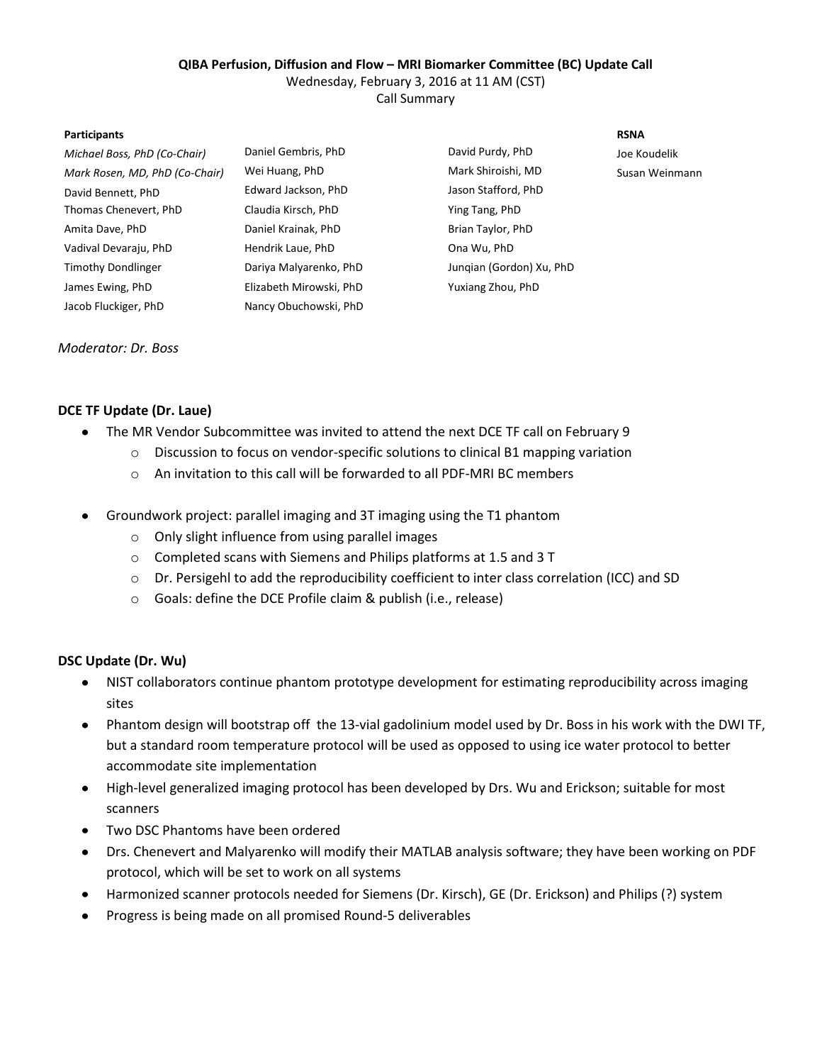**QIBA Perfusion, Diffusion and Flow – MRI Biomarker Committee (BC) Update Call**

Wednesday, February 3, 2016 at 11 AM (CST)

Call Summary

**Participants**

*Michael Boss, PhD (Co-Chair)*
*Mark Rosen, MD, PhD (Co-Chair)*
David Bennett, PhD
Thomas Chenevert, PhD
Amita Dave, PhD
Vadival Devaraju, PhD
Timothy Dondlinger
James Ewing, PhD
Jacob Fluckiger, PhD
Daniel Gembris, PhD
Wei Huang, PhD
Edward Jackson, PhD
Claudia Kirsch, PhD
Daniel Krainak, PhD
Hendrik Laue, PhD
Dariya Malyarenko, PhD
Elizabeth Mirowski, PhD
Nancy Obuchowski, PhD
David Purdy, PhD
Mark Shiroishi, MD
Jason Stafford, PhD
Ying Tang, PhD
Brian Taylor, PhD
Ona Wu, PhD
Junqian (Gordon) Xu, PhD
Yuxiang Zhou, PhD

**RSNA**

Joe Koudelik
Susan Weinmann

*Moderator: Dr. Boss*

## DCE TF Update (Dr. Laue)

- The MR Vendor Subcommittee was invited to attend the next DCE TF call on February 9
  - Discussion to focus on vendor-specific solutions to clinical B1 mapping variation
  - An invitation to this call will be forwarded to all PDF-MRI BC members
- Groundwork project: parallel imaging and 3T imaging using the T1 phantom
  - Only slight influence from using parallel images
  - Completed scans with Siemens and Philips platforms at 1.5 and 3 T
  - Dr. Persigehl to add the reproducibility coefficient to inter class correlation (ICC) and SD
  - Goals: define the DCE Profile claim & publish (i.e., release)

## DSC Update (Dr. Wu)

- NIST collaborators continue phantom prototype development for estimating reproducibility across imaging sites
- Phantom design will bootstrap off the 13-vial gadolinium model used by Dr. Boss in his work with the DWI TF, but a standard room temperature protocol will be used as opposed to using ice water protocol to better accommodate site implementation
- High-level generalized imaging protocol has been developed by Drs. Wu and Erickson; suitable for most scanners
- Two DSC Phantoms have been ordered
- Drs. Chenevert and Malyarenko will modify their MATLAB analysis software; they have been working on PDF protocol, which will be set to work on all systems
- Harmonized scanner protocols needed for Siemens (Dr. Kirsch), GE (Dr. Erickson) and Philips (?) system
- Progress is being made on all promised Round-5 deliverables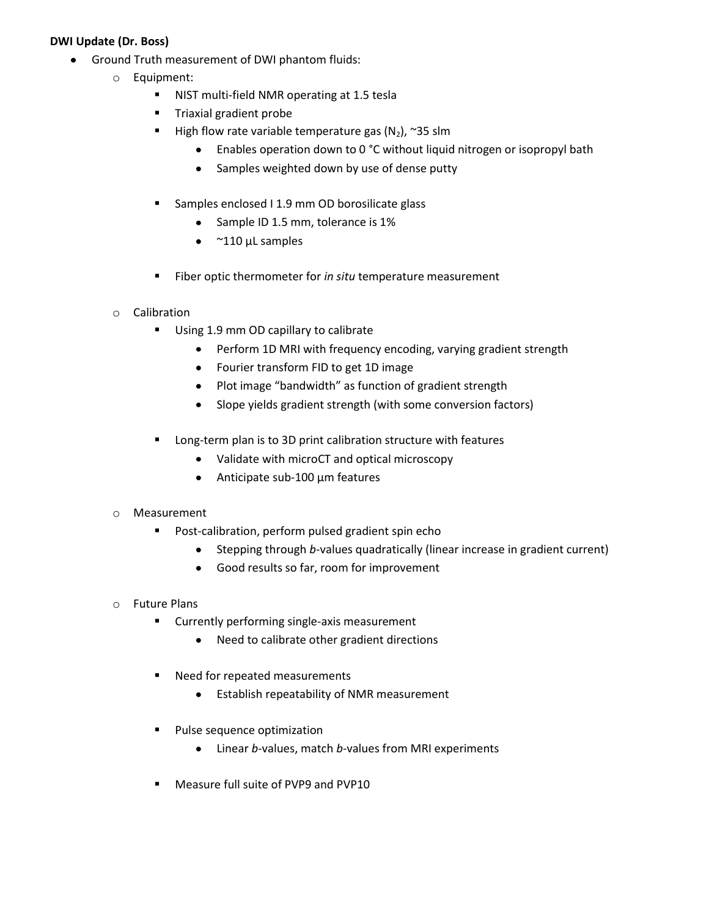**DWI Update (Dr. Boss)**

- Ground Truth measurement of DWI phantom fluids:
    - Equipment:
        - NIST multi-field NMR operating at 1.5 tesla
        - Triaxial gradient probe
        - High flow rate variable temperature gas ($N_2$), ~35 slm
            - Enables operation down to 0 °C without liquid nitrogen or isopropyl bath
            - Samples weighted down by use of dense putty
        - Samples enclosed I 1.9 mm OD borosilicate glass
            - Sample ID 1.5 mm, tolerance is 1%
            - ~110 µL samples
        - Fiber optic thermometer for *in situ* temperature measurement
    - Calibration
        - Using 1.9 mm OD capillary to calibrate
            - Perform 1D MRI with frequency encoding, varying gradient strength
            - Fourier transform FID to get 1D image
            - Plot image "bandwidth" as function of gradient strength
            - Slope yields gradient strength (with some conversion factors)
        - Long-term plan is to 3D print calibration structure with features
            - Validate with microCT and optical microscopy
            - Anticipate sub-100 µm features
    - Measurement
        - Post-calibration, perform pulsed gradient spin echo
            - Stepping through *b*-values quadratically (linear increase in gradient current)
            - Good results so far, room for improvement
    - Future Plans
        - Currently performing single-axis measurement
            - Need to calibrate other gradient directions
        - Need for repeated measurements
            - Establish repeatability of NMR measurement
        - Pulse sequence optimization
            - Linear *b*-values, match *b*-values from MRI experiments
        - Measure full suite of PVP9 and PVP10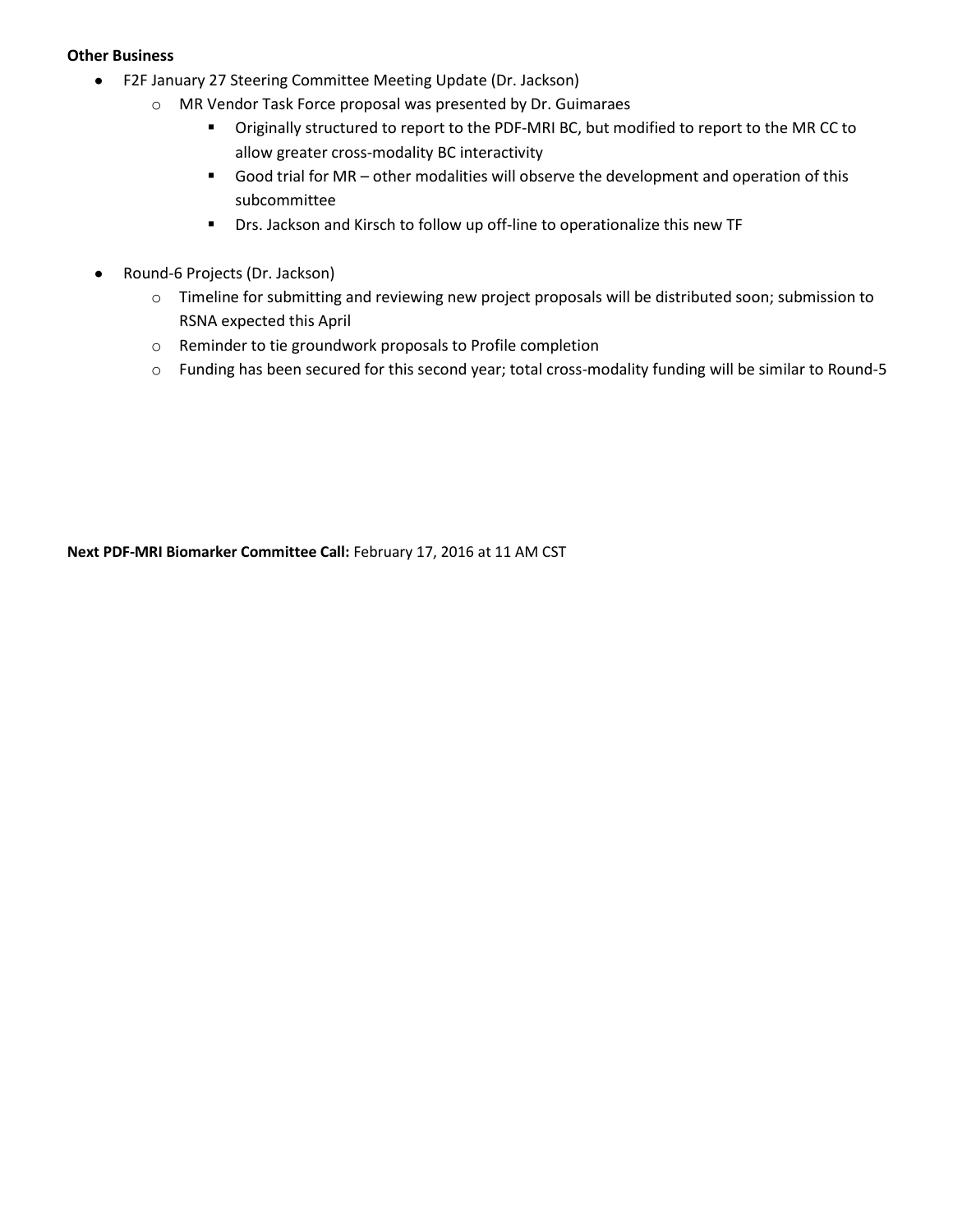**Other Business**

- F2F January 27 Steering Committee Meeting Update (Dr. Jackson)
  - MR Vendor Task Force proposal was presented by Dr. Guimaraes
    - Originally structured to report to the PDF-MRI BC, but modified to report to the MR CC to allow greater cross-modality BC interactivity
    - Good trial for MR – other modalities will observe the development and operation of this subcommittee
    - Drs. Jackson and Kirsch to follow up off-line to operationalize this new TF

- Round-6 Projects (Dr. Jackson)
  - Timeline for submitting and reviewing new project proposals will be distributed soon; submission to RSNA expected this April
  - Reminder to tie groundwork proposals to Profile completion
  - Funding has been secured for this second year; total cross-modality funding will be similar to Round-5

**Next PDF-MRI Biomarker Committee Call:** February 17, 2016 at 11 AM CST